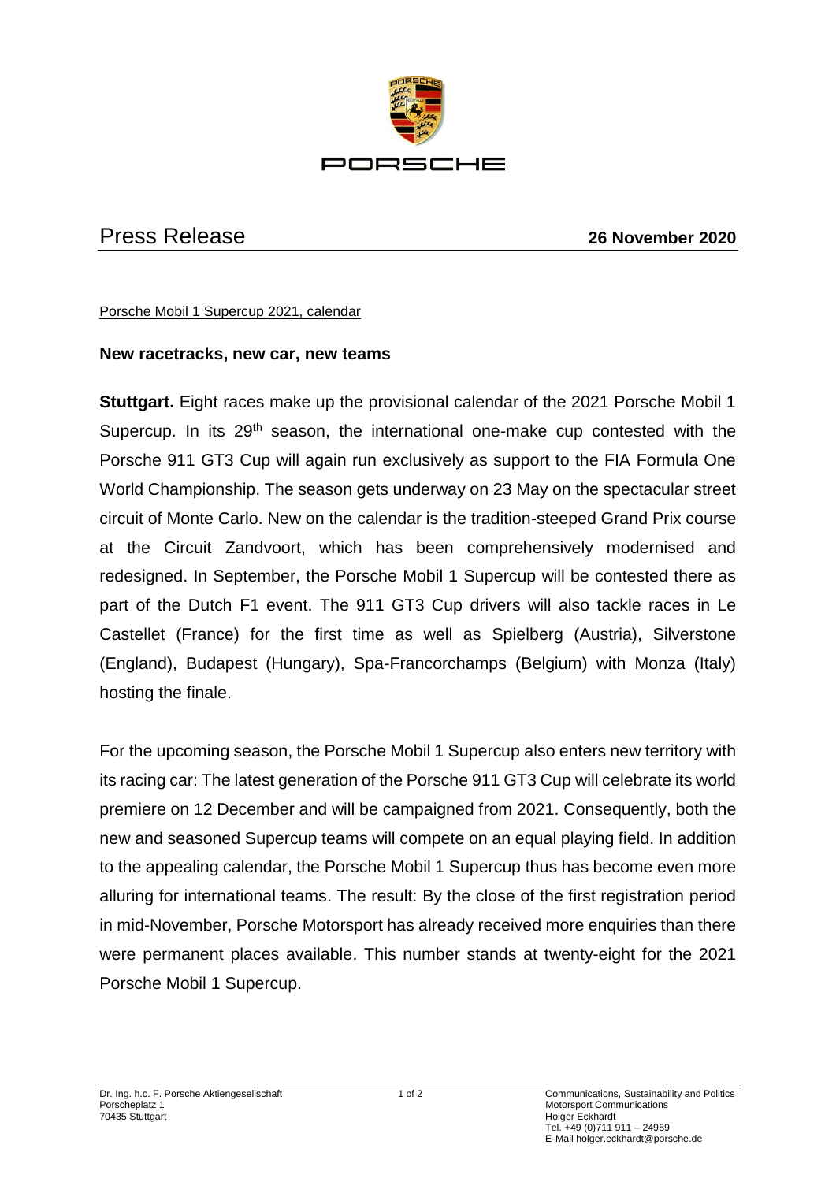# Press Release

**26 November 2020**

Porsche Mobil 1 Supercup 2021, calendar

**New racetracks, new car, new teams**

**Stuttgart.** Eight races make up the provisional calendar of the 2021 Porsche Mobil 1 Supercup. In its 29th season, the international one-make cup contested with the Porsche 911 GT3 Cup will again run exclusively as support to the FIA Formula One World Championship. The season gets underway on 23 May on the spectacular street circuit of Monte Carlo. New on the calendar is the tradition-steeped Grand Prix course at the Circuit Zandvoort, which has been comprehensively modernised and redesigned. In September, the Porsche Mobil 1 Supercup will be contested there as part of the Dutch F1 event. The 911 GT3 Cup drivers will also tackle races in Le Castellet (France) for the first time as well as Spielberg (Austria), Silverstone (England), Budapest (Hungary), Spa-Francorchamps (Belgium) with Monza (Italy) hosting the finale.

For the upcoming season, the Porsche Mobil 1 Supercup also enters new territory with its racing car: The latest generation of the Porsche 911 GT3 Cup will celebrate its world premiere on 12 December and will be campaigned from 2021. Consequently, both the new and seasoned Supercup teams will compete on an equal playing field. In addition to the appealing calendar, the Porsche Mobil 1 Supercup thus has become even more alluring for international teams. The result: By the close of the first registration period in mid-November, Porsche Motorsport has already received more enquiries than there were permanent places available. This number stands at twenty-eight for the 2021 Porsche Mobil 1 Supercup.

Dr. Ing. h.c. F. Porsche Aktiengesellschaft
Porscheplatz 1
70435 Stuttgart

Communications, Sustainability and Politics
Motorsport Communications
Holger Eckhardt
Tel. +49 (0)711 911 – 24959
E-Mail holger.eckhardt@porsche.de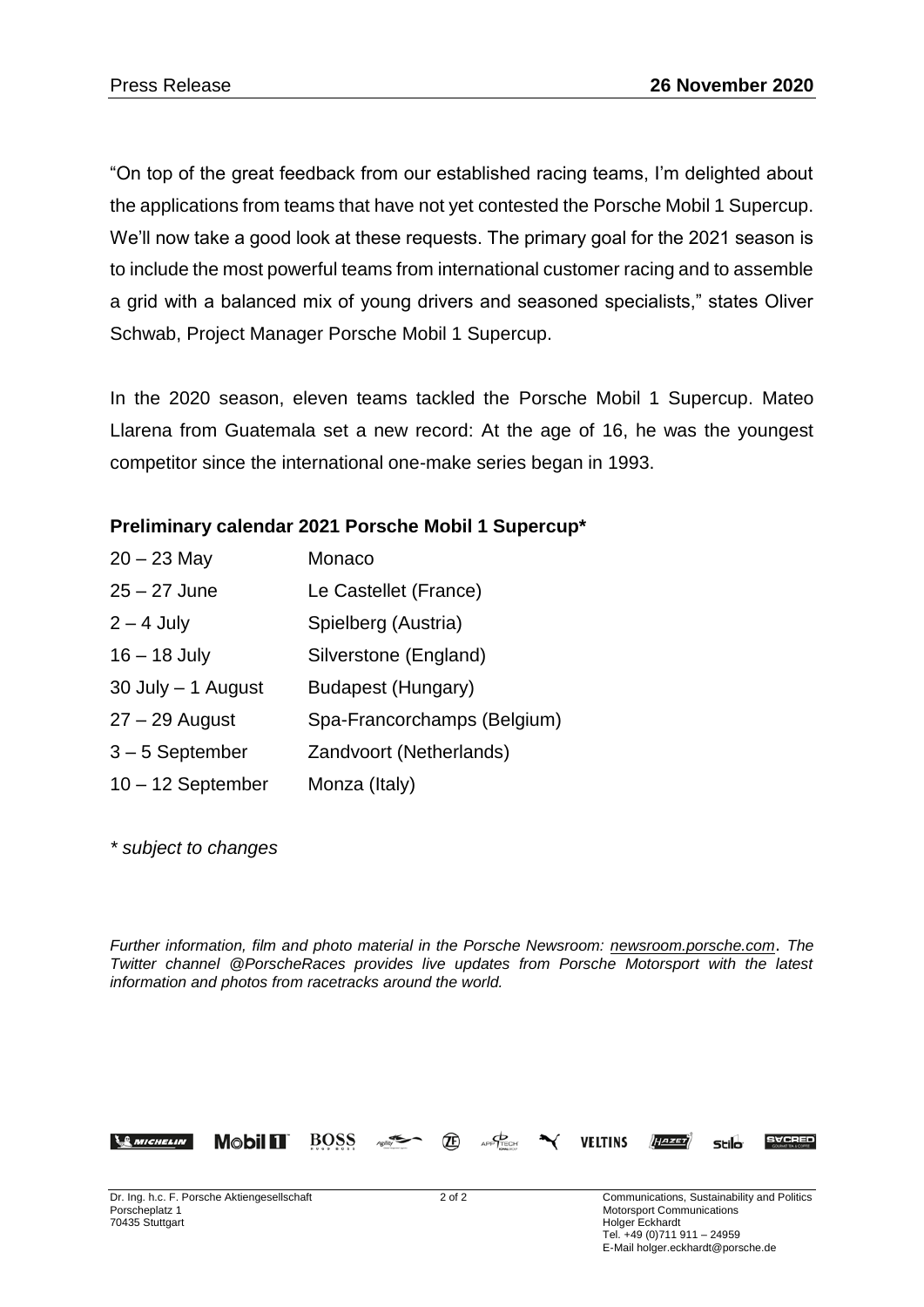"On top of the great feedback from our established racing teams, I'm delighted about the applications from teams that have not yet contested the Porsche Mobil 1 Supercup. We'll now take a good look at these requests. The primary goal for the 2021 season is to include the most powerful teams from international customer racing and to assemble a grid with a balanced mix of young drivers and seasoned specialists," states Oliver Schwab, Project Manager Porsche Mobil 1 Supercup.

In the 2020 season, eleven teams tackled the Porsche Mobil 1 Supercup. Mateo Llarena from Guatemala set a new record: At the age of 16, he was the youngest competitor since the international one-make series began in 1993.

**Preliminary calendar 2021 Porsche Mobil 1 Supercup***

| | |
|---|---|
| 20 – 23 May | Monaco |
| 25 – 27 June | Le Castellet (France) |
| 2 – 4 July | Spielberg (Austria) |
| 16 – 18 July | Silverstone (England) |
| 30 July – 1 August | Budapest (Hungary) |
| 27 – 29 August | Spa-Francorchamps (Belgium) |
| 3 – 5 September | Zandvoort (Netherlands) |
| 10 – 12 September | Monza (Italy) |

*\* subject to changes*

*Further information, film and photo material in the Porsche Newsroom: newsroom.porsche.com. The Twitter channel @PorscheRaces provides live updates from Porsche Motorsport with the latest information and photos from racetracks around the world.*

Dr. Ing. h.c. F. Porsche Aktiengesellschaft
Porscheplatz 1
70435 Stuttgart

Communications, Sustainability and Politics
Motorsport Communications
Holger Eckhardt
Tel. +49 (0)711 911 – 24959
E-Mail holger.eckhardt@porsche.de